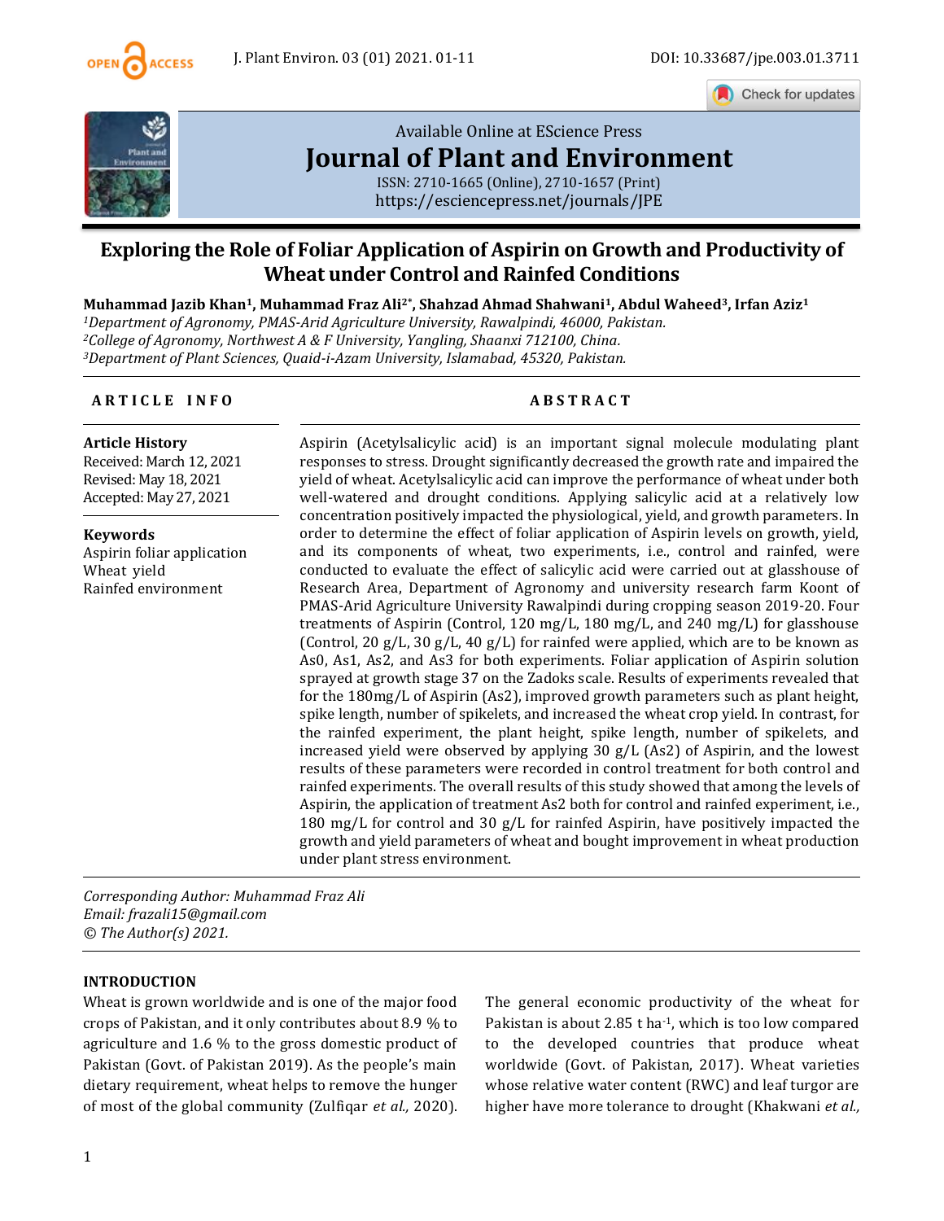Available Online at EScience Press

**Journal of Plant and Environment**

ISSN: 2710-1665 (Online), 2710-1657 (Print)

https://esciencepress.net/journals/JPE

# Exploring the Role of Foliar Application of Aspirin on Growth and Productivity of Wheat under Control and Rainfed Conditions

**Muhammad Jazib Khan[1], Muhammad Fraz Ali[2*], Shahzad Ahmad Shahwani[1], Abdul Waheed[3], Irfan Aziz[1]**

*[1]Department of Agronomy, PMAS-Arid Agriculture University, Rawalpindi, 46000, Pakistan.*
*[2]College of Agronomy, Northwest A & F University, Yangling, Shaanxi 712100, China.*
*[3]Department of Plant Sciences, Quaid-i-Azam University, Islamabad, 45320, Pakistan.*

## ARTICLE INFO

**Article History**
Received: March 12, 2021
Revised: May 18, 2021
Accepted: May 27, 2021

**Keywords**
Aspirin foliar application
Wheat yield
Rainfed environment

## ABSTRACT

Aspirin (Acetylsalicylic acid) is an important signal molecule modulating plant responses to stress. Drought significantly decreased the growth rate and impaired the yield of wheat. Acetylsalicylic acid can improve the performance of wheat under both well-watered and drought conditions. Applying salicylic acid at a relatively low concentration positively impacted the physiological, yield, and growth parameters. In order to determine the effect of foliar application of Aspirin levels on growth, yield, and its components of wheat, two experiments, i.e., control and rainfed, were conducted to evaluate the effect of salicylic acid were carried out at glasshouse of Research Area, Department of Agronomy and university research farm Koont of PMAS-Arid Agriculture University Rawalpindi during cropping season 2019-20. Four treatments of Aspirin (Control, 120 mg/L, 180 mg/L, and 240 mg/L) for glasshouse (Control, 20 g/L, 30 g/L, 40 g/L) for rainfed were applied, which are to be known as As0, As1, As2, and As3 for both experiments. Foliar application of Aspirin solution sprayed at growth stage 37 on the Zadoks scale. Results of experiments revealed that for the 180mg/L of Aspirin (As2), improved growth parameters such as plant height, spike length, number of spikelets, and increased the wheat crop yield. In contrast, for the rainfed experiment, the plant height, spike length, number of spikelets, and increased yield were observed by applying 30 g/L (As2) of Aspirin, and the lowest results of these parameters were recorded in control treatment for both control and rainfed experiments. The overall results of this study showed that among the levels of Aspirin, the application of treatment As2 both for control and rainfed experiment, i.e., 180 mg/L for control and 30 g/L for rainfed Aspirin, have positively impacted the growth and yield parameters of wheat and bought improvement in wheat production under plant stress environment.

*Corresponding Author: Muhammad Fraz Ali*
*Email: frazali15@gmail.com*
*© The Author(s) 2021.*

## INTRODUCTION

Wheat is grown worldwide and is one of the major food crops of Pakistan, and it only contributes about 8.9 % to agriculture and 1.6 % to the gross domestic product of Pakistan (Govt. of Pakistan 2019). As the people's main dietary requirement, wheat helps to remove the hunger of most of the global community (Zulfiqar *et al.,* 2020). The general economic productivity of the wheat for Pakistan is about 2.85 t ha$^{-1}$, which is too low compared to the developed countries that produce wheat worldwide (Govt. of Pakistan, 2017). Wheat varieties whose relative water content (RWC) and leaf turgor are higher have more tolerance to drought (Khakwani *et al.,*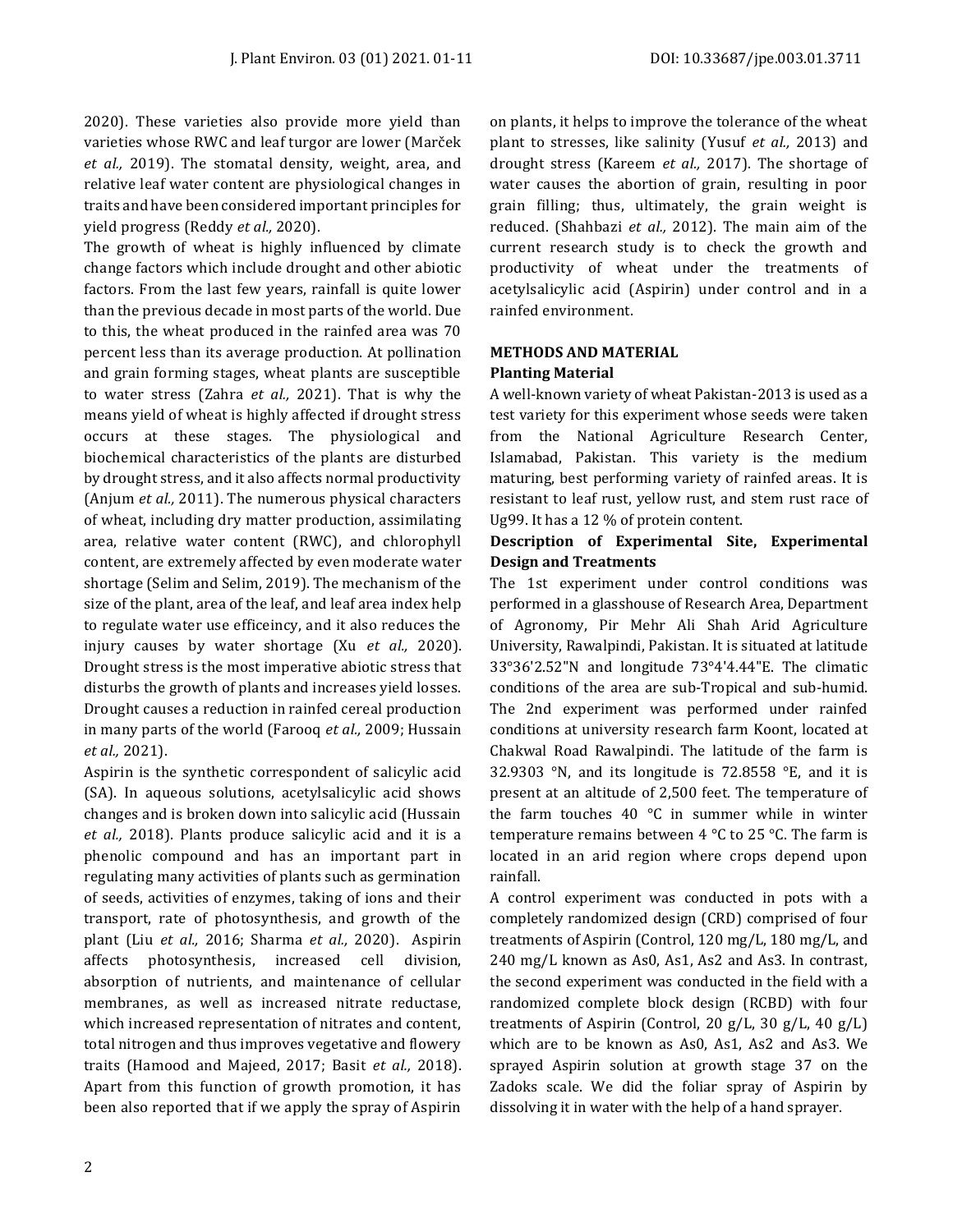2020). These varieties also provide more yield than varieties whose RWC and leaf turgor are lower (Marček *et al.,* 2019). The stomatal density, weight, area, and relative leaf water content are physiological changes in traits and have been considered important principles for yield progress (Reddy *et al.,* 2020).

The growth of wheat is highly influenced by climate change factors which include drought and other abiotic factors. From the last few years, rainfall is quite lower than the previous decade in most parts of the world. Due to this, the wheat produced in the rainfed area was 70 percent less than its average production. At pollination and grain forming stages, wheat plants are susceptible to water stress (Zahra *et al.,* 2021). That is why the means yield of wheat is highly affected if drought stress occurs at these stages. The physiological and biochemical characteristics of the plants are disturbed by drought stress, and it also affects normal productivity (Anjum *et al.,* 2011). The numerous physical characters of wheat, including dry matter production, assimilating area, relative water content (RWC), and chlorophyll content, are extremely affected by even moderate water shortage (Selim and Selim, 2019). The mechanism of the size of the plant, area of the leaf, and leaf area index help to regulate water use effiecinecy, and it also reduces the injury causes by water shortage (Xu *et al.,* 2020). Drought stress is the most imperative abiotic stress that disturbs the growth of plants and increases yield losses. Drought causes a reduction in rainfed cereal production in many parts of the world (Farooq *et al.,* 2009; Hussain *et al.,* 2021).

Aspirin is the synthetic correspondent of salicylic acid (SA). In aqueous solutions, acetylsalicylic acid shows changes and is broken down into salicylic acid (Hussain *et al.,* 2018). Plants produce salicylic acid and it is a phenolic compound and has an important part in regulating many activities of plants such as germination of seeds, activities of enzymes, taking of ions and their transport, rate of photosynthesis, and growth of the plant (Liu *et al.,* 2016; Sharma *et al.,* 2020). Aspirin affects photosynthesis, increased cell division, absorption of nutrients, and maintenance of cellular membranes, as well as increased nitrate reductase, which increased representation of nitrates and content, total nitrogen and thus improves vegetative and flowery traits (Hamood and Majeed, 2017; Basit *et al.,* 2018). Apart from this function of growth promotion, it has been also reported that if we apply the spray of Aspirin on plants, it helps to improve the tolerance of the wheat plant to stresses, like salinity (Yusuf *et al.,* 2013) and drought stress (Kareem *et al.,* 2017). The shortage of water causes the abortion of grain, resulting in poor grain filling; thus, ultimately, the grain weight is reduced. (Shahbazi *et al.,* 2012). The main aim of the current research study is to check the growth and productivity of wheat under the treatments of acetylsalicylic acid (Aspirin) under control and in a rainfed environment.

## METHODS AND MATERIAL

### Planting Material

A well-known variety of wheat Pakistan-2013 is used as a test variety for this experiment whose seeds were taken from the National Agriculture Research Center, Islamabad, Pakistan. This variety is the medium maturing, best performing variety of rainfed areas. It is resistant to leaf rust, yellow rust, and stem rust race of Ug99. It has a 12 % of protein content.

### Description of Experimental Site, Experimental Design and Treatments

The 1st experiment under control conditions was performed in a glasshouse of Research Area, Department of Agronomy, Pir Mehr Ali Shah Arid Agriculture University, Rawalpindi, Pakistan. It is situated at latitude 33°36'2.52"N and longitude 73°4'4.44"E. The climatic conditions of the area are sub-Tropical and sub-humid. The 2nd experiment was performed under rainfed conditions at university research farm Koont, located at Chakwal Road Rawalpindi. The latitude of the farm is 32.9303 °N, and its longitude is 72.8558 °E, and it is present at an altitude of 2,500 feet. The temperature of the farm touches 40 °C in summer while in winter temperature remains between 4 °C to 25 °C. The farm is located in an arid region where crops depend upon rainfall.

A control experiment was conducted in pots with a completely randomized design (CRD) comprised of four treatments of Aspirin (Control, 120 mg/L, 180 mg/L, and 240 mg/L known as As0, As1, As2 and As3. In contrast, the second experiment was conducted in the field with a randomized complete block design (RCBD) with four treatments of Aspirin (Control, 20 g/L, 30 g/L, 40 g/L) which are to be known as As0, As1, As2 and As3. We sprayed Aspirin solution at growth stage 37 on the Zadoks scale. We did the foliar spray of Aspirin by dissolving it in water with the help of a hand sprayer.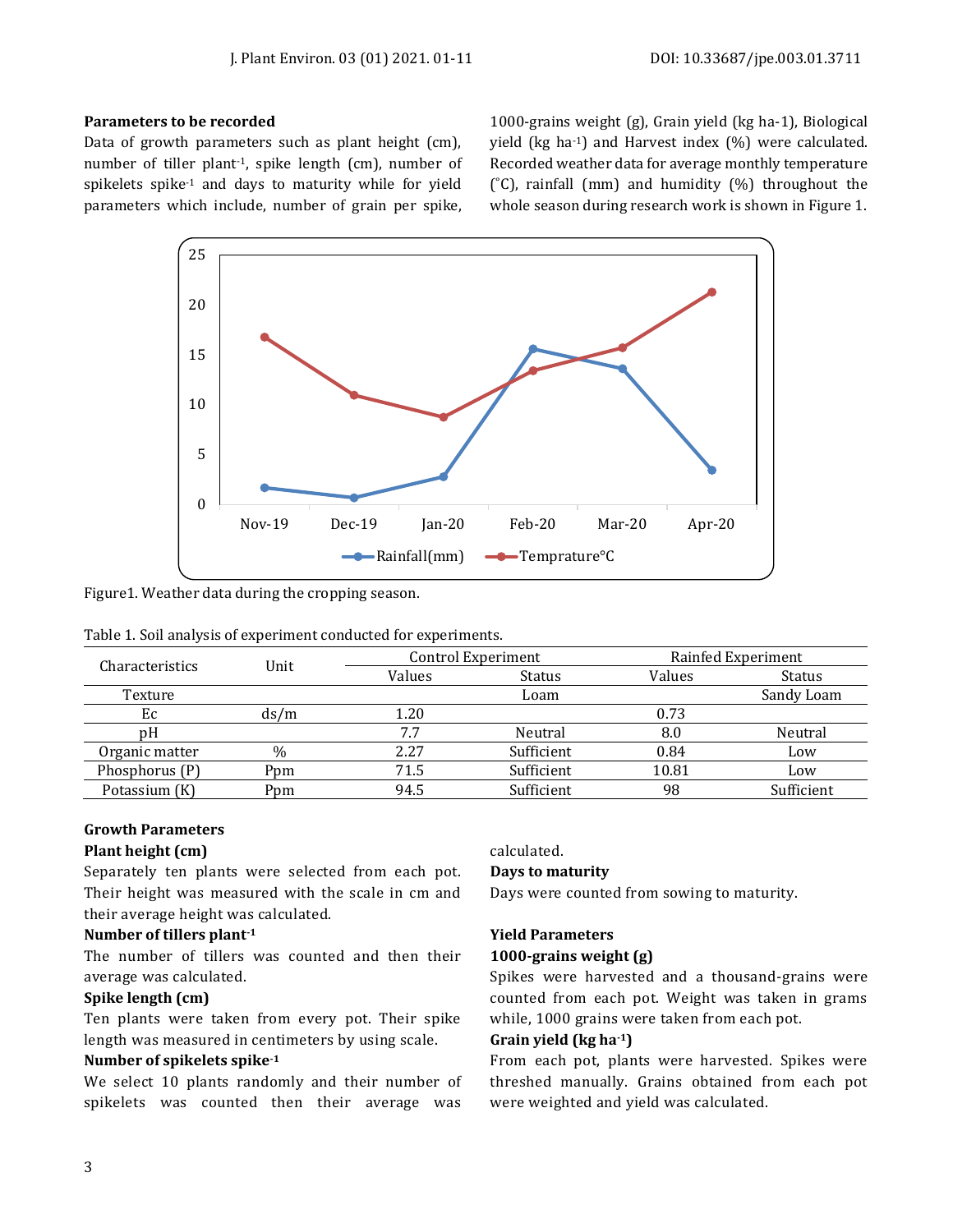### Parameters to be recorded

Data of growth parameters such as plant height (cm), number of tiller plant$^{-1}$, spike length (cm), number of spikelets spike$^{-1}$ and days to maturity while for yield parameters which include, number of grain per spike, 1000-grains weight (g), Grain yield (kg ha-1), Biological yield (kg ha$^{-1}$) and Harvest index (%) were calculated. Recorded weather data for average monthly temperature (˚C), rainfall (mm) and humidity (%) throughout the whole season during research work is shown in Figure 1.

Figure1. Weather data during the cropping season.

Table 1. Soil analysis of experiment conducted for experiments.

| Characteristics | Unit | Control Experiment | | Rainfed Experiment | |
|---|---|---|---|---|---|
| | | Values | Status | Values | Status |
| Texture | | | Loam | | Sandy Loam |
| Ec | ds/m | 1.20 | | 0.73 | |
| pH | | 7.7 | Neutral | 8.0 | Neutral |
| Organic matter | % | 2.27 | Sufficient | 0.84 | Low |
| Phosphorus (P) | Ppm | 71.5 | Sufficient | 10.81 | Low |
| Potassium (K) | Ppm | 94.5 | Sufficient | 98 | Sufficient |

### Growth Parameters

#### Plant height (cm)

Separately ten plants were selected from each pot. Their height was measured with the scale in cm and their average height was calculated.

#### Number of tillers plant$^{-1}$

The number of tillers was counted and then their average was calculated.

#### Spike length (cm)

Ten plants were taken from every pot. Their spike length was measured in centimeters by using scale.

#### Number of spikelets spike$^{-1}$

We select 10 plants randomly and their number of spikelets was counted then their average was calculated.

#### Days to maturity

Days were counted from sowing to maturity.

### Yield Parameters

#### 1000-grains weight (g)

Spikes were harvested and a thousand-grains were counted from each pot. Weight was taken in grams while, 1000 grains were taken from each pot.

#### Grain yield (kg ha$^{-1}$)

From each pot, plants were harvested. Spikes were threshed manually. Grains obtained from each pot were weighted and yield was calculated.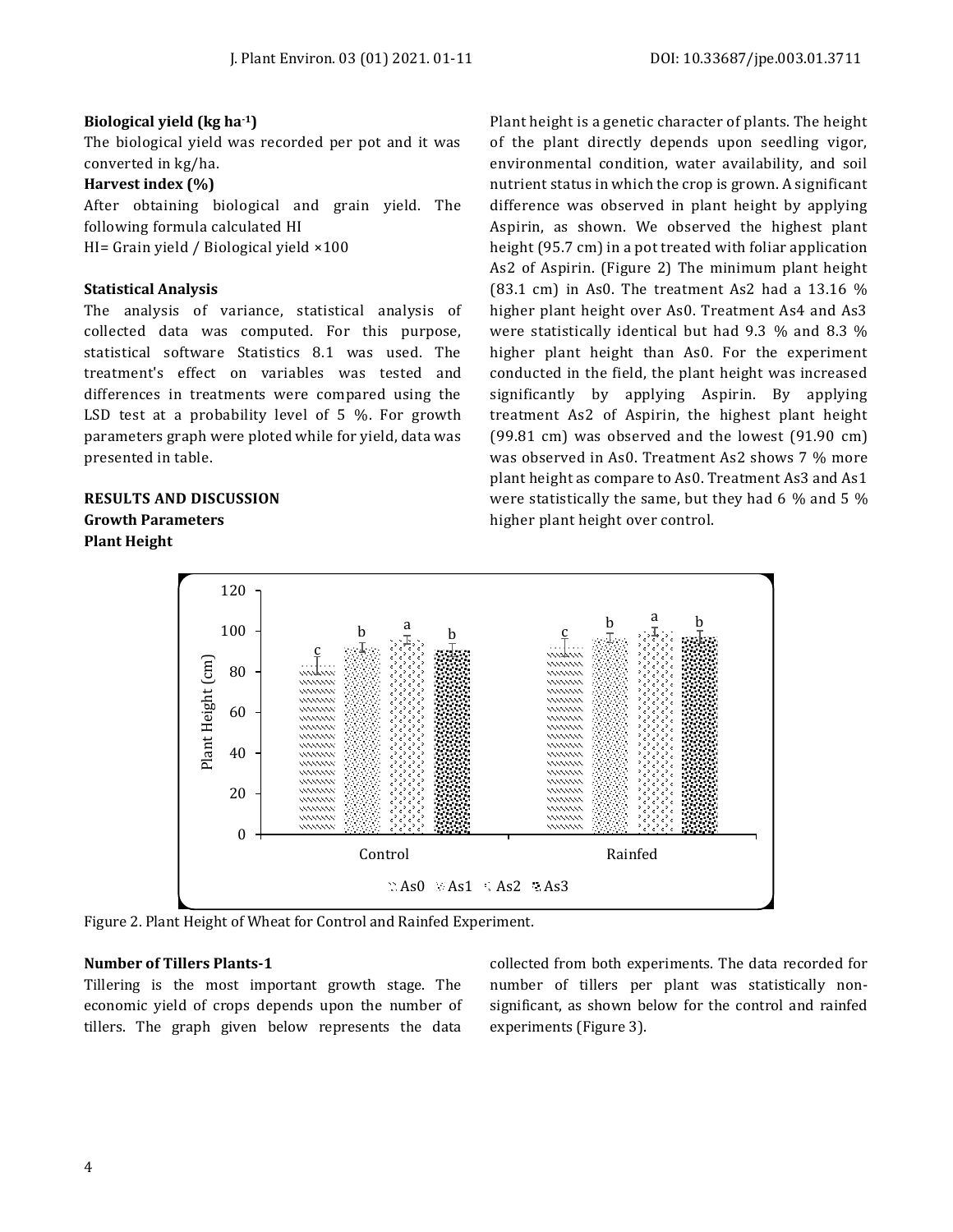#### Biological yield (kg ha-1)

The biological yield was recorded per pot and it was converted in kg/ha.

#### Harvest index (%)

After obtaining biological and grain yield. The following formula calculated HI

HI= Grain yield / Biological yield ×100

#### Statistical Analysis

The analysis of variance, statistical analysis of collected data was computed. For this purpose, statistical software Statistics 8.1 was used. The treatment's effect on variables was tested and differences in treatments were compared using the LSD test at a probability level of 5 %. For growth parameters graph were ploted while for yield, data was presented in table.

## RESULTS AND DISCUSSION

### Growth Parameters

#### Plant Height

Plant height is a genetic character of plants. The height of the plant directly depends upon seedling vigor, environmental condition, water availability, and soil nutrient status in which the crop is grown. A significant difference was observed in plant height by applying Aspirin, as shown. We observed the highest plant height (95.7 cm) in a pot treated with foliar application As2 of Aspirin. (Figure 2) The minimum plant height (83.1 cm) in As0. The treatment As2 had a 13.16 % higher plant height over As0. Treatment As4 and As3 were statistically identical but had 9.3 % and 8.3 % higher plant height than As0. For the experiment conducted in the field, the plant height was increased significantly by applying Aspirin. By applying treatment As2 of Aspirin, the highest plant height (99.81 cm) was observed and the lowest (91.90 cm) was observed in As0. Treatment As2 shows 7 % more plant height as compare to As0. Treatment As3 and As1 were statistically the same, but they had 6 % and 5 % higher plant height over control.

Figure 2. Plant Height of Wheat for Control and Rainfed Experiment.

#### Number of Tillers Plants-1

Tillering is the most important growth stage. The economic yield of crops depends upon the number of tillers. The graph given below represents the data collected from both experiments. The data recorded for number of tillers per plant was statistically non-significant, as shown below for the control and rainfed experiments (Figure 3).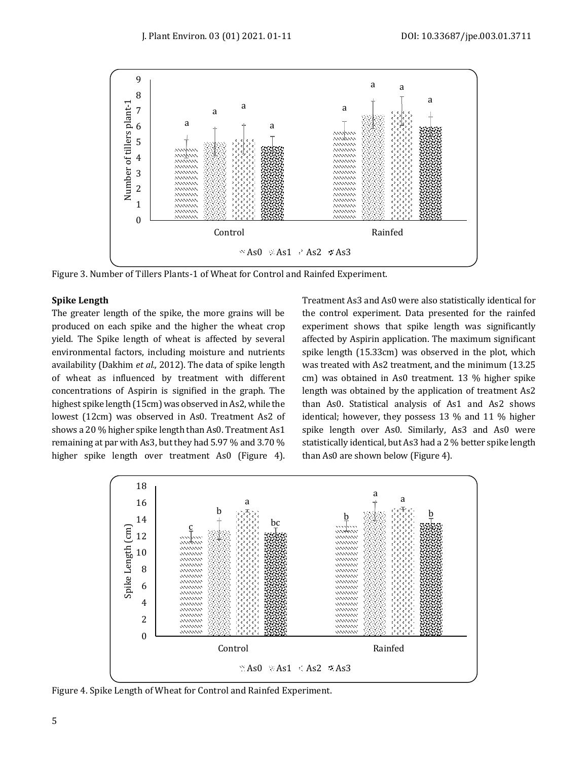Figure 3. Number of Tillers Plants-1 of Wheat for Control and Rainfed Experiment.

**Spike Length**

The greater length of the spike, the more grains will be produced on each spike and the higher the wheat crop yield. The Spike length of wheat is affected by several environmental factors, including moisture and nutrients availability (Dakhim *et al.,* 2012). The data of spike length of wheat as influenced by treatment with different concentrations of Aspirin is signified in the graph. The highest spike length (15cm) was observed in As2, while the lowest (12cm) was observed in As0. Treatment As2 of shows a 20 % higher spike length than As0. Treatment As1 remaining at par with As3, but they had 5.97 % and 3.70 % higher spike length over treatment As0 (Figure 4). Treatment As3 and As0 were also statistically identical for the control experiment. Data presented for the rainfed experiment shows that spike length was significantly affected by Aspirin application. The maximum significant spike length (15.33cm) was observed in the plot, which was treated with As2 treatment, and the minimum (13.25 cm) was obtained in As0 treatment. 13 % higher spike length was obtained by the application of treatment As2 than As0. Statistical analysis of As1 and As2 shows identical; however, they possess 13 % and 11 % higher spike length over As0. Similarly, As3 and As0 were statistically identical, but As3 had a 2 % better spike length than As0 are shown below (Figure 4).

Figure 4. Spike Length of Wheat for Control and Rainfed Experiment.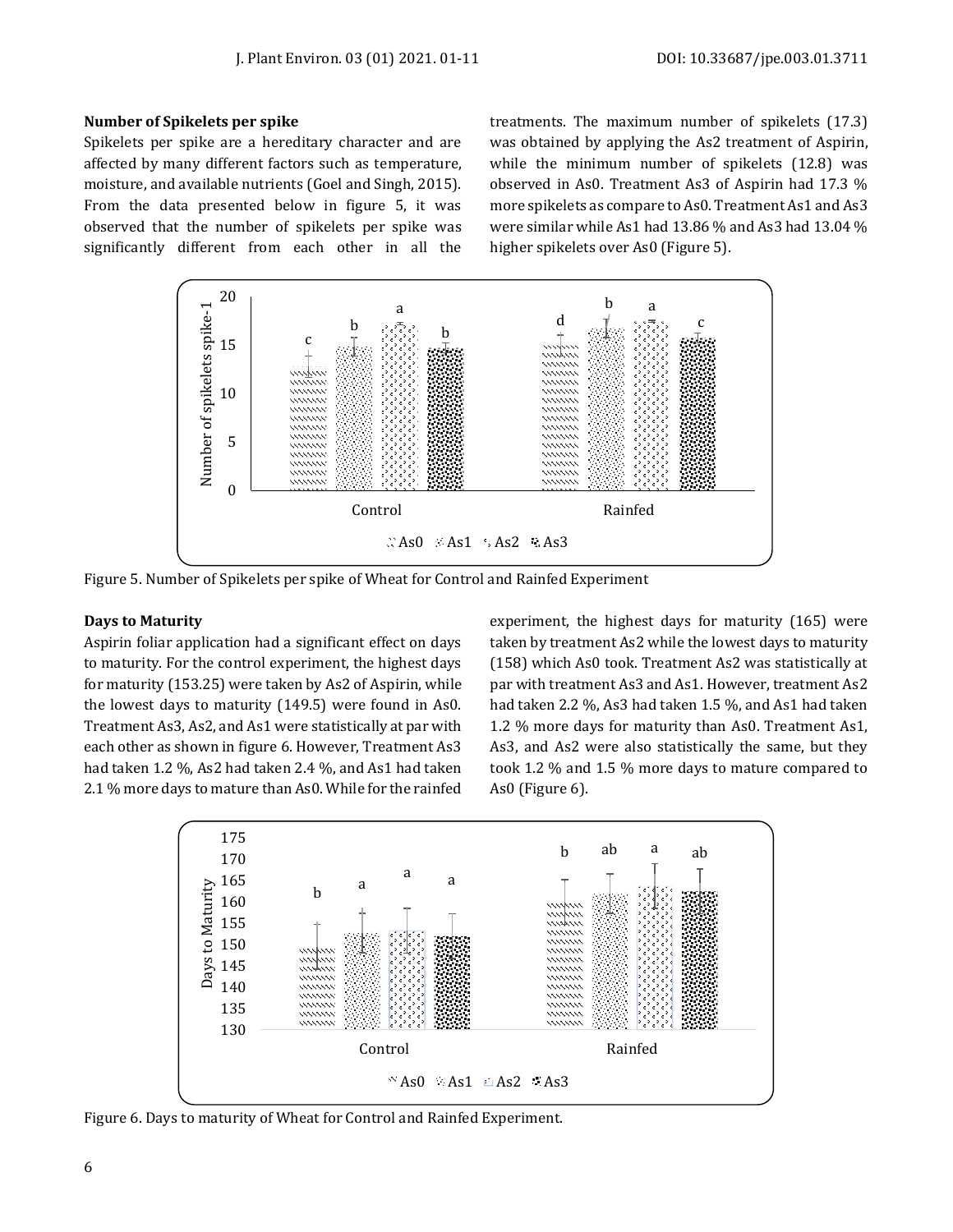### Number of Spikelets per spike

Spikelets per spike are a hereditary character and are affected by many different factors such as temperature, moisture, and available nutrients (Goel and Singh, 2015). From the data presented below in figure 5, it was observed that the number of spikelets per spike was significantly different from each other in all the treatments. The maximum number of spikelets (17.3) was obtained by applying the As2 treatment of Aspirin, while the minimum number of spikelets (12.8) was observed in As0. Treatment As3 of Aspirin had 17.3 % more spikelets as compare to As0. Treatment As1 and As3 were similar while As1 had 13.86 % and As3 had 13.04 % higher spikelets over As0 (Figure 5).

Figure 5. Number of Spikelets per spike of Wheat for Control and Rainfed Experiment

### Days to Maturity

Aspirin foliar application had a significant effect on days to maturity. For the control experiment, the highest days for maturity (153.25) were taken by As2 of Aspirin, while the lowest days to maturity (149.5) were found in As0. Treatment As3, As2, and As1 were statistically at par with each other as shown in figure 6. However, Treatment As3 had taken 1.2 %, As2 had taken 2.4 %, and As1 had taken 2.1 % more days to mature than As0. While for the rainfed experiment, the highest days for maturity (165) were taken by treatment As2 while the lowest days to maturity (158) which As0 took. Treatment As2 was statistically at par with treatment As3 and As1. However, treatment As2 had taken 2.2 %, As3 had taken 1.5 %, and As1 had taken 1.2 % more days for maturity than As0. Treatment As1, As3, and As2 were also statistically the same, but they took 1.2 % and 1.5 % more days to mature compared to As0 (Figure 6).

Figure 6. Days to maturity of Wheat for Control and Rainfed Experiment.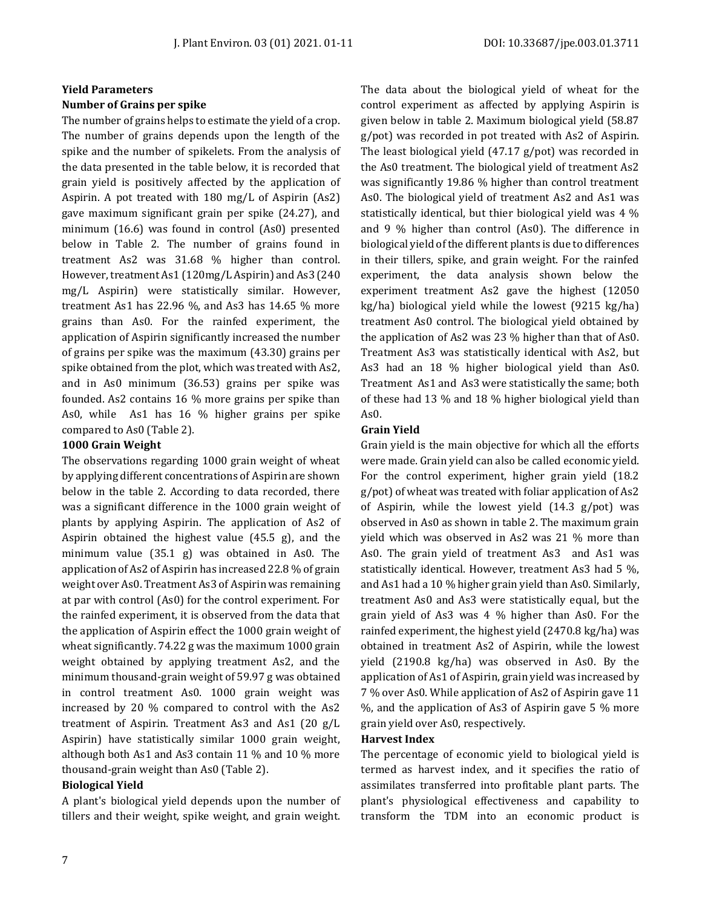### Yield Parameters

#### Number of Grains per spike

The number of grains helps to estimate the yield of a crop. The number of grains depends upon the length of the spike and the number of spikelets. From the analysis of the data presented in the table below, it is recorded that grain yield is positively affected by the application of Aspirin. A pot treated with 180 mg/L of Aspirin (As2) gave maximum significant grain per spike (24.27), and minimum (16.6) was found in control (As0) presented below in Table 2. The number of grains found in treatment As2 was 31.68 % higher than control. However, treatment As1 (120mg/L Aspirin) and As3 (240 mg/L Aspirin) were statistically similar. However, treatment As1 has 22.96 %, and As3 has 14.65 % more grains than As0. For the rainfed experiment, the application of Aspirin significantly increased the number of grains per spike was the maximum (43.30) grains per spike obtained from the plot, which was treated with As2, and in As0 minimum (36.53) grains per spike was founded. As2 contains 16 % more grains per spike than As0, while As1 has 16 % higher grains per spike compared to As0 (Table 2).

#### 1000 Grain Weight

The observations regarding 1000 grain weight of wheat by applying different concentrations of Aspirin are shown below in the table 2. According to data recorded, there was a significant difference in the 1000 grain weight of plants by applying Aspirin. The application of As2 of Aspirin obtained the highest value (45.5 g), and the minimum value (35.1 g) was obtained in As0. The application of As2 of Aspirin has increased 22.8 % of grain weight over As0. Treatment As3 of Aspirin was remaining at par with control (As0) for the control experiment. For the rainfed experiment, it is observed from the data that the application of Aspirin effect the 1000 grain weight of wheat significantly. 74.22 g was the maximum 1000 grain weight obtained by applying treatment As2, and the minimum thousand-grain weight of 59.97 g was obtained in control treatment As0. 1000 grain weight was increased by 20 % compared to control with the As2 treatment of Aspirin. Treatment As3 and As1 (20 g/L Aspirin) have statistically similar 1000 grain weight, although both As1 and As3 contain 11 % and 10 % more thousand-grain weight than As0 (Table 2).

#### Biological Yield

A plant's biological yield depends upon the number of tillers and their weight, spike weight, and grain weight. The data about the biological yield of wheat for the control experiment as affected by applying Aspirin is given below in table 2. Maximum biological yield (58.87 g/pot) was recorded in pot treated with As2 of Aspirin. The least biological yield (47.17 g/pot) was recorded in the As0 treatment. The biological yield of treatment As2 was significantly 19.86 % higher than control treatment As0. The biological yield of treatment As2 and As1 was statistically identical, but thier biological yield was 4 % and 9 % higher than control (As0). The difference in biological yield of the different plants is due to differences in their tillers, spike, and grain weight. For the rainfed experiment, the data analysis shown below the experiment treatment As2 gave the highest (12050 kg/ha) biological yield while the lowest (9215 kg/ha) treatment As0 control. The biological yield obtained by the application of As2 was 23 % higher than that of As0. Treatment As3 was statistically identical with As2, but As3 had an 18 % higher biological yield than As0. Treatment As1 and As3 were statistically the same; both of these had 13 % and 18 % higher biological yield than As0.

#### Grain Yield

Grain yield is the main objective for which all the efforts were made. Grain yield can also be called economic yield. For the control experiment, higher grain yield (18.2 g/pot) of wheat was treated with foliar application of As2 of Aspirin, while the lowest yield (14.3 g/pot) was observed in As0 as shown in table 2. The maximum grain yield which was observed in As2 was 21 % more than As0. The grain yield of treatment As3 and As1 was statistically identical. However, treatment As3 had 5 %, and As1 had a 10 % higher grain yield than As0. Similarly, treatment As0 and As3 were statistically equal, but the grain yield of As3 was 4 % higher than As0. For the rainfed experiment, the highest yield (2470.8 kg/ha) was obtained in treatment As2 of Aspirin, while the lowest yield (2190.8 kg/ha) was observed in As0. By the application of As1 of Aspirin, grain yield was increased by 7 % over As0. While application of As2 of Aspirin gave 11 %, and the application of As3 of Aspirin gave 5 % more grain yield over As0, respectively.

#### Harvest Index

The percentage of economic yield to biological yield is termed as harvest index, and it specifies the ratio of assimilates transferred into profitable plant parts. The plant's physiological effectiveness and capability to transform the TDM into an economic product is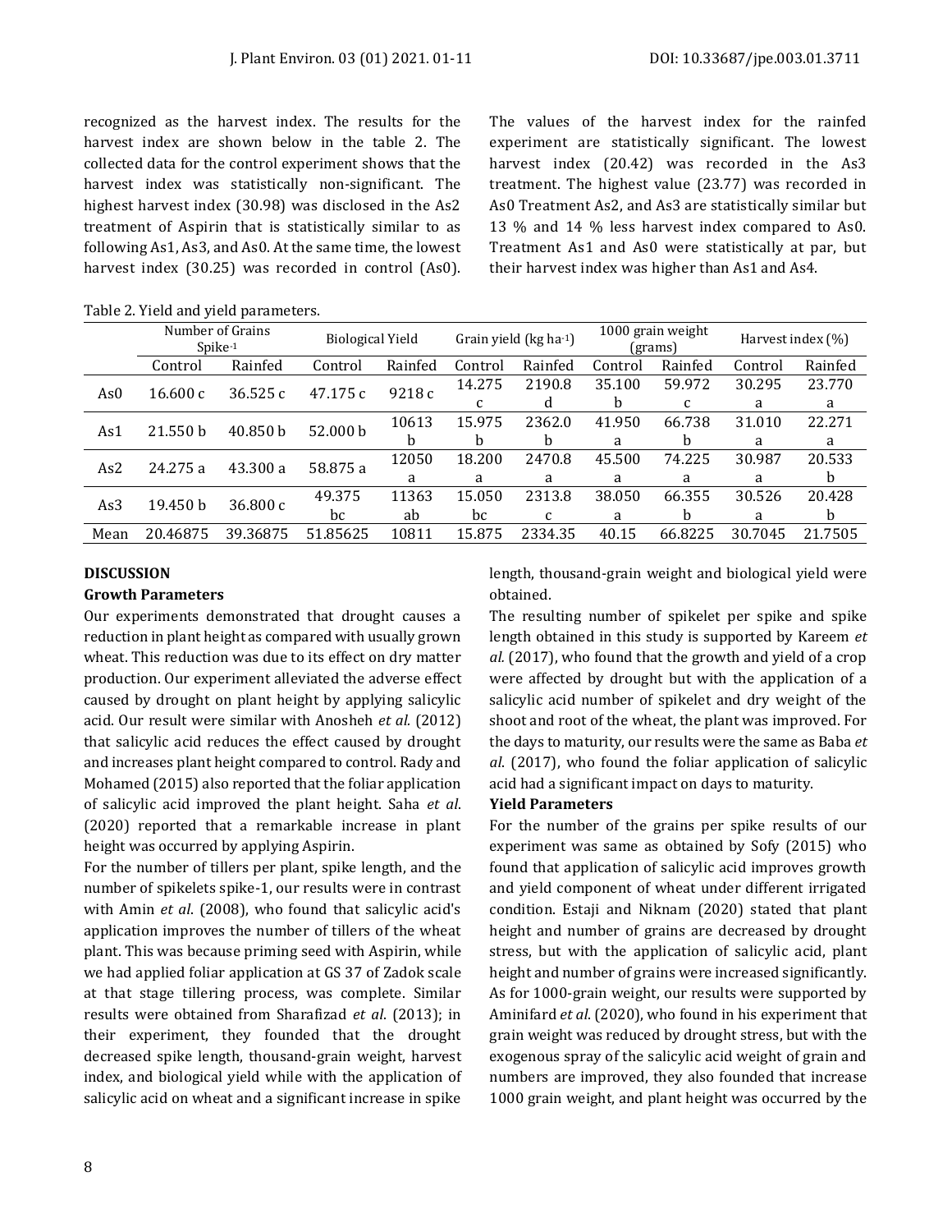recognized as the harvest index. The results for the harvest index are shown below in the table 2. The collected data for the control experiment shows that the harvest index was statistically non-significant. The highest harvest index (30.98) was disclosed in the As2 treatment of Aspirin that is statistically similar to as following As1, As3, and As0. At the same time, the lowest harvest index (30.25) was recorded in control (As0). The values of the harvest index for the rainfed experiment are statistically significant. The lowest harvest index (20.42) was recorded in the As3 treatment. The highest value (23.77) was recorded in As0 Treatment As2, and As3 are statistically similar but 13 % and 14 % less harvest index compared to As0. Treatment As1 and As0 were statistically at par, but their harvest index was higher than As1 and As4.

Table 2. Yield and yield parameters.

| | Number of Grains Spike$^{-1}$ | | Biological Yield | | Grain yield (kg ha$^{-1}$) | | 1000 grain weight (grams) | | Harvest index (%) | |
|---|---|---|---|---|---|---|---|---|---|---|
| | Control | Rainfed | Control | Rainfed | Control | Rainfed | Control | Rainfed | Control | Rainfed |
| As0 | 16.600 c | 36.525 c | 47.175 c | 9218 c | 14.275 c | 2190.8 d | 35.100 b | 59.972 c | 30.295 a | 23.770 a |
| As1 | 21.550 b | 40.850 b | 52.000 b | 10613 b | 15.975 b | 2362.0 b | 41.950 a | 66.738 b | 31.010 a | 22.271 a |
| As2 | 24.275 a | 43.300 a | 58.875 a | 12050 a | 18.200 a | 2470.8 a | 45.500 a | 74.225 a | 30.987 a | 20.533 b |
| As3 | 19.450 b | 36.800 c | 49.375 bc | 11363 ab | 15.050 bc | 2313.8 c | 38.050 a | 66.355 b | 30.526 a | 20.428 b |
| Mean | 20.46875 | 39.36875 | 51.85625 | 10811 | 15.875 | 2334.35 | 40.15 | 66.8225 | 30.7045 | 21.7505 |

## DISCUSSION

### Growth Parameters

Our experiments demonstrated that drought causes a reduction in plant height as compared with usually grown wheat. This reduction was due to its effect on dry matter production. Our experiment alleviated the adverse effect caused by drought on plant height by applying salicylic acid. Our result were similar with Anosheh *et al.* (2012) that salicylic acid reduces the effect caused by drought and increases plant height compared to control. Rady and Mohamed (2015) also reported that the foliar application of salicylic acid improved the plant height. Saha *et al*. (2020) reported that a remarkable increase in plant height was occurred by applying Aspirin.

For the number of tillers per plant, spike length, and the number of spikelets spike-1, our results were in contrast with Amin *et al*. (2008), who found that salicylic acid's application improves the number of tillers of the wheat plant. This was because priming seed with Aspirin, while we had applied foliar application at GS 37 of Zadok scale at that stage tillering process, was complete. Similar results were obtained from Sharafizad *et al*. (2013); in their experiment, they founded that the drought decreased spike length, thousand-grain weight, harvest index, and biological yield while with the application of salicylic acid on wheat and a significant increase in spike length, thousand-grain weight and biological yield were obtained.

The resulting number of spikelet per spike and spike length obtained in this study is supported by Kareem *et al.* (2017), who found that the growth and yield of a crop were affected by drought but with the application of a salicylic acid number of spikelet and dry weight of the shoot and root of the wheat, the plant was improved. For the days to maturity, our results were the same as Baba *et al*. (2017), who found the foliar application of salicylic acid had a significant impact on days to maturity.

### Yield Parameters

For the number of the grains per spike results of our experiment was same as obtained by Sofy (2015) who found that application of salicylic acid improves growth and yield component of wheat under different irrigated condition. Estaji and Niknam (2020) stated that plant height and number of grains are decreased by drought stress, but with the application of salicylic acid, plant height and number of grains were increased significantly. As for 1000-grain weight, our results were supported by Aminifard *et al*. (2020), who found in his experiment that grain weight was reduced by drought stress, but with the exogenous spray of the salicylic acid weight of grain and numbers are improved, they also founded that increase 1000 grain weight, and plant height was occurred by the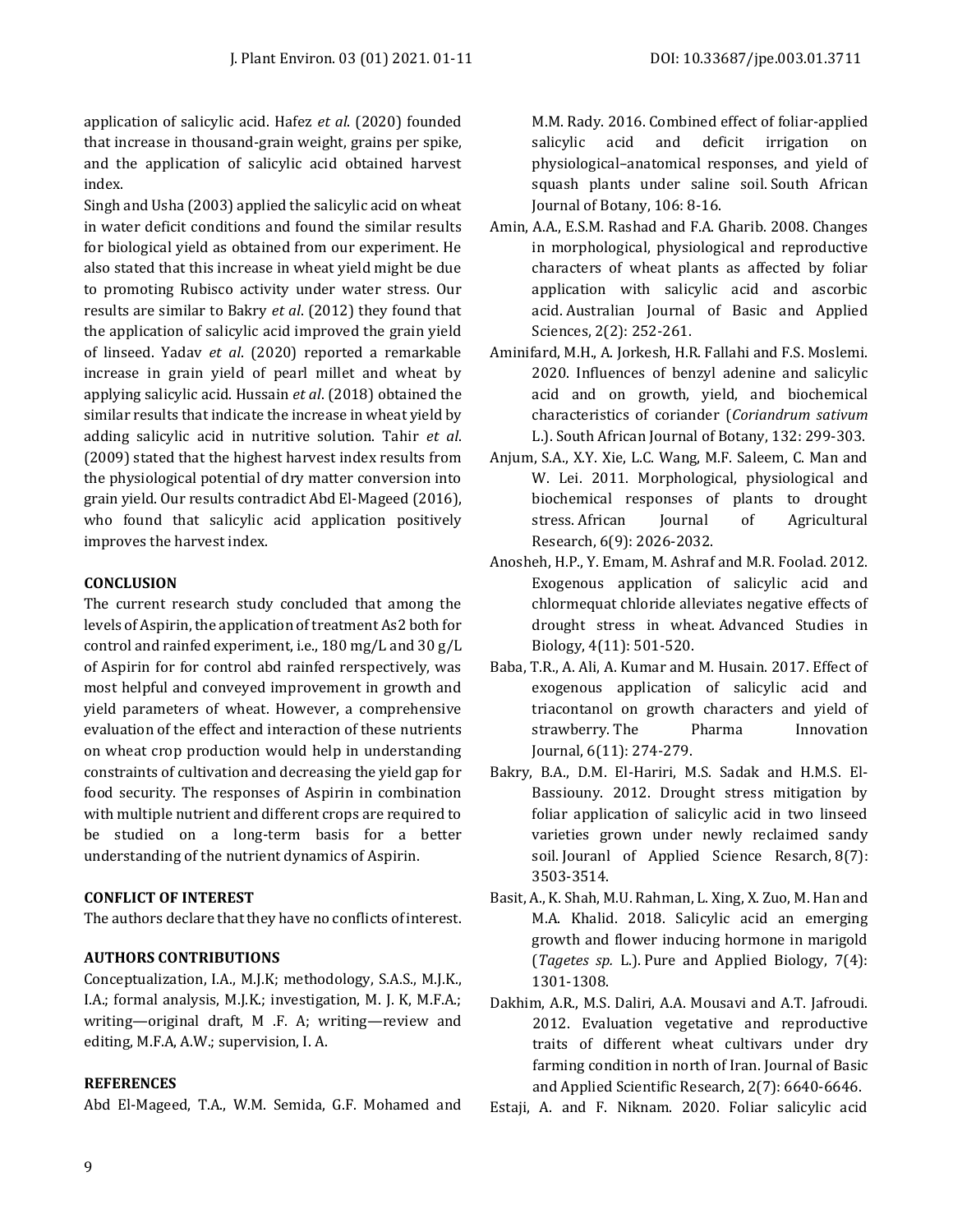application of salicylic acid. Hafez *et al*. (2020) founded that increase in thousand-grain weight, grains per spike, and the application of salicylic acid obtained harvest index.

Singh and Usha (2003) applied the salicylic acid on wheat in water deficit conditions and found the similar results for biological yield as obtained from our experiment. He also stated that this increase in wheat yield might be due to promoting Rubisco activity under water stress. Our results are similar to Bakry *et al*. (2012) they found that the application of salicylic acid improved the grain yield of linseed. Yadav *et al*. (2020) reported a remarkable increase in grain yield of pearl millet and wheat by applying salicylic acid. Hussain *et al*. (2018) obtained the similar results that indicate the increase in wheat yield by adding salicylic acid in nutritive solution. Tahir *et al*. (2009) stated that the highest harvest index results from the physiological potential of dry matter conversion into grain yield. Our results contradict Abd El-Mageed (2016), who found that salicylic acid application positively improves the harvest index.

## CONCLUSION

The current research study concluded that among the levels of Aspirin, the application of treatment As2 both for control and rainfed experiment, i.e., 180 mg/L and 30 g/L of Aspirin for for control abd rainfed rerspectively, was most helpful and conveyed improvement in growth and yield parameters of wheat. However, a comprehensive evaluation of the effect and interaction of these nutrients on wheat crop production would help in understanding constraints of cultivation and decreasing the yield gap for food security. The responses of Aspirin in combination with multiple nutrient and different crops are required to be studied on a long-term basis for a better understanding of the nutrient dynamics of Aspirin.

## CONFLICT OF INTEREST

The authors declare that they have no conflicts of interest.

## AUTHORS CONTRIBUTIONS

Conceptualization, I.A., M.J.K; methodology, S.A.S., M.J.K., I.A.; formal analysis, M.J.K.; investigation, M. J. K, M.F.A.; writing—original draft, M .F. A; writing—review and editing, M.F.A, A.W.; supervision, I. A.

## REFERENCES

Abd El-Mageed, T.A., W.M. Semida, G.F. Mohamed and M.M. Rady. 2016. Combined effect of foliar-applied salicylic acid and deficit irrigation on physiological–anatomical responses, and yield of squash plants under saline soil. South African Journal of Botany, 106: 8-16.

Amin, A.A., E.S.M. Rashad and F.A. Gharib. 2008. Changes in morphological, physiological and reproductive characters of wheat plants as affected by foliar application with salicylic acid and ascorbic acid. Australian Journal of Basic and Applied Sciences, 2(2): 252-261.

Aminifard, M.H., A. Jorkesh, H.R. Fallahi and F.S. Moslemi. 2020. Influences of benzyl adenine and salicylic acid and on growth, yield, and biochemical characteristics of coriander (*Coriandrum sativum* L.). South African Journal of Botany, 132: 299-303.

Anjum, S.A., X.Y. Xie, L.C. Wang, M.F. Saleem, C. Man and W. Lei. 2011. Morphological, physiological and biochemical responses of plants to drought stress. African Journal of Agricultural Research, 6(9): 2026-2032.

Anosheh, H.P., Y. Emam, M. Ashraf and M.R. Foolad. 2012. Exogenous application of salicylic acid and chlormequat chloride alleviates negative effects of drought stress in wheat. Advanced Studies in Biology, 4(11): 501-520.

Baba, T.R., A. Ali, A. Kumar and M. Husain. 2017. Effect of exogenous application of salicylic acid and triacontanol on growth characters and yield of strawberry. The Pharma Innovation Journal, 6(11): 274-279.

Bakry, B.A., D.M. El-Hariri, M.S. Sadak and H.M.S. El-Bassiouny. 2012. Drought stress mitigation by foliar application of salicylic acid in two linseed varieties grown under newly reclaimed sandy soil. Jouranl of Applied Science Resarch, 8(7): 3503-3514.

Basit, A., K. Shah, M.U. Rahman, L. Xing, X. Zuo, M. Han and M.A. Khalid. 2018. Salicylic acid an emerging growth and flower inducing hormone in marigold (*Tagetes sp.* L.). Pure and Applied Biology, 7(4): 1301-1308.

Dakhim, A.R., M.S. Daliri, A.A. Mousavi and A.T. Jafroudi. 2012. Evaluation vegetative and reproductive traits of different wheat cultivars under dry farming condition in north of Iran. Journal of Basic and Applied Scientific Research, 2(7): 6640-6646.

Estaji, A. and F. Niknam. 2020. Foliar salicylic acid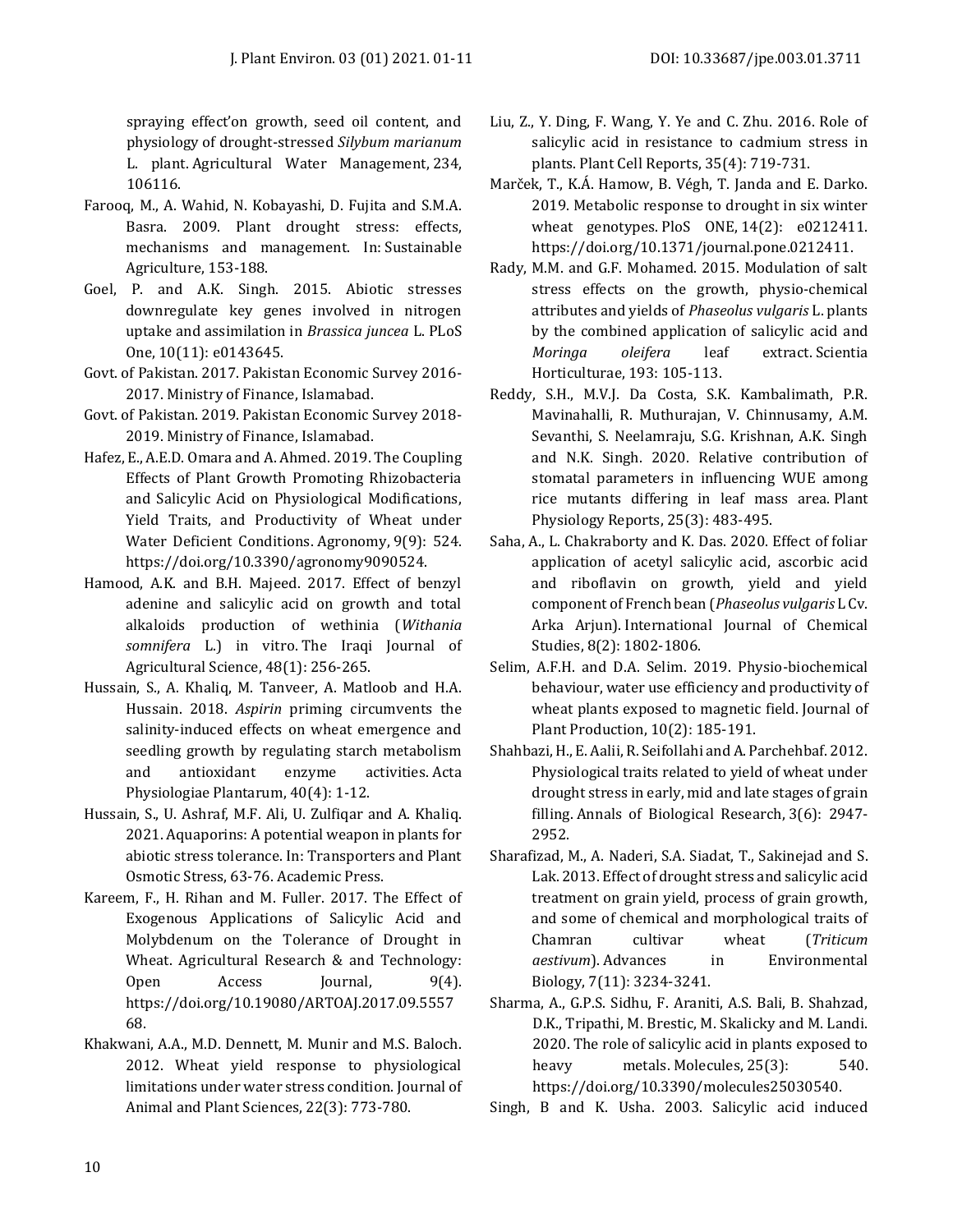spraying effect'on growth, seed oil content, and physiology of drought-stressed *Silybum marianum* L. plant. Agricultural Water Management, 234, 106116.

Farooq, M., A. Wahid, N. Kobayashi, D. Fujita and S.M.A. Basra. 2009. Plant drought stress: effects, mechanisms and management. In: Sustainable Agriculture, 153-188.

Goel, P. and A.K. Singh. 2015. Abiotic stresses downregulate key genes involved in nitrogen uptake and assimilation in *Brassica juncea* L. PLoS One, 10(11): e0143645.

Govt. of Pakistan. 2017. Pakistan Economic Survey 2016-2017. Ministry of Finance, Islamabad.

Govt. of Pakistan. 2019. Pakistan Economic Survey 2018-2019. Ministry of Finance, Islamabad.

Hafez, E., A.E.D. Omara and A. Ahmed. 2019. The Coupling Effects of Plant Growth Promoting Rhizobacteria and Salicylic Acid on Physiological Modifications, Yield Traits, and Productivity of Wheat under Water Deficient Conditions. Agronomy, 9(9): 524. https://doi.org/10.3390/agronomy9090524.

Hamood, A.K. and B.H. Majeed. 2017. Effect of benzyl adenine and salicylic acid on growth and total alkaloids production of wethinia (*Withania somnifera* L.) in vitro. The Iraqi Journal of Agricultural Science, 48(1): 256-265.

Hussain, S., A. Khaliq, M. Tanveer, A. Matloob and H.A. Hussain. 2018. *Aspirin* priming circumvents the salinity-induced effects on wheat emergence and seedling growth by regulating starch metabolism and antioxidant enzyme activities. Acta Physiologiae Plantarum, 40(4): 1-12.

Hussain, S., U. Ashraf, M.F. Ali, U. Zulfiqar and A. Khaliq. 2021. Aquaporins: A potential weapon in plants for abiotic stress tolerance. In: Transporters and Plant Osmotic Stress, 63-76. Academic Press.

Kareem, F., H. Rihan and M. Fuller. 2017. The Effect of Exogenous Applications of Salicylic Acid and Molybdenum on the Tolerance of Drought in Wheat. Agricultural Research & and Technology: Open Access Journal, 9(4). https://doi.org/10.19080/ARTOAJ.2017.09.555768.

Khakwani, A.A., M.D. Dennett, M. Munir and M.S. Baloch. 2012. Wheat yield response to physiological limitations under water stress condition. Journal of Animal and Plant Sciences, 22(3): 773-780.

Liu, Z., Y. Ding, F. Wang, Y. Ye and C. Zhu. 2016. Role of salicylic acid in resistance to cadmium stress in plants. Plant Cell Reports, 35(4): 719-731.

Marček, T., K.Á. Hamow, B. Végh, T. Janda and E. Darko. 2019. Metabolic response to drought in six winter wheat genotypes. PloS ONE, 14(2): e0212411. https://doi.org/10.1371/journal.pone.0212411.

Rady, M.M. and G.F. Mohamed. 2015. Modulation of salt stress effects on the growth, physio-chemical attributes and yields of *Phaseolus vulgaris* L. plants by the combined application of salicylic acid and *Moringa oleifera* leaf extract. Scientia Horticulturae, 193: 105-113.

Reddy, S.H., M.V.J. Da Costa, S.K. Kambalimath, P.R. Mavinahalli, R. Muthurajan, V. Chinnusamy, A.M. Sevanthi, S. Neelamraju, S.G. Krishnan, A.K. Singh and N.K. Singh. 2020. Relative contribution of stomatal parameters in influencing WUE among rice mutants differing in leaf mass area. Plant Physiology Reports, 25(3): 483-495.

Saha, A., L. Chakraborty and K. Das. 2020. Effect of foliar application of acetyl salicylic acid, ascorbic acid and riboflavin on growth, yield and yield component of French bean (*Phaseolus vulgaris* L Cv. Arka Arjun). International Journal of Chemical Studies, 8(2): 1802-1806.

Selim, A.F.H. and D.A. Selim. 2019. Physio-biochemical behaviour, water use efficiency and productivity of wheat plants exposed to magnetic field. Journal of Plant Production, 10(2): 185-191.

Shahbazi, H., E. Aalii, R. Seifollahi and A. Parchehbaf. 2012. Physiological traits related to yield of wheat under drought stress in early, mid and late stages of grain filling. Annals of Biological Research, 3(6): 2947-2952.

Sharafizad, M., A. Naderi, S.A. Siadat, T., Sakinejad and S. Lak. 2013. Effect of drought stress and salicylic acid treatment on grain yield, process of grain growth, and some of chemical and morphological traits of Chamran cultivar wheat (*Triticum aestivum*). Advances in Environmental Biology, 7(11): 3234-3241.

Sharma, A., G.P.S. Sidhu, F. Araniti, A.S. Bali, B. Shahzad, D.K., Tripathi, M. Brestic, M. Skalicky and M. Landi. 2020. The role of salicylic acid in plants exposed to heavy metals. Molecules, 25(3): 540. https://doi.org/10.3390/molecules25030540.

Singh, B and K. Usha. 2003. Salicylic acid induced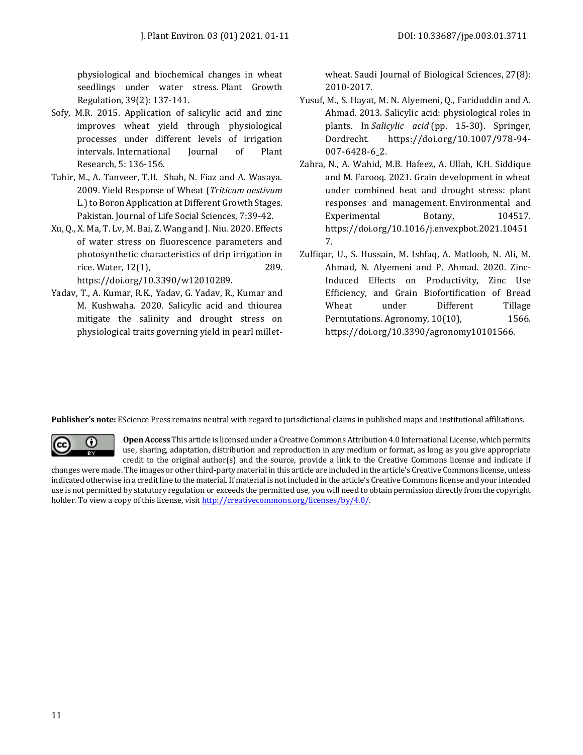physiological and biochemical changes in wheat seedlings under water stress. Plant Growth Regulation, 39(2): 137-141.

Sofy, M.R. 2015. Application of salicylic acid and zinc improves wheat yield through physiological processes under different levels of irrigation intervals. International Journal of Plant Research, 5: 136-156.

Tahir, M., A. Tanveer, T.H. Shah, N. Fiaz and A. Wasaya. 2009. Yield Response of Wheat (*Triticum aestivum* L.) to Boron Application at Different Growth Stages. Pakistan. Journal of Life Social Sciences, 7:39-42.

Xu, Q., X. Ma, T. Lv, M. Bai, Z. Wang and J. Niu. 2020. Effects of water stress on fluorescence parameters and photosynthetic characteristics of drip irrigation in rice. Water, 12(1), 289. https://doi.org/10.3390/w12010289.

Yadav, T., A. Kumar, R.K., Yadav, G. Yadav, R., Kumar and M. Kushwaha. 2020. Salicylic acid and thiourea mitigate the salinity and drought stress on physiological traits governing yield in pearl millet-wheat. Saudi Journal of Biological Sciences, 27(8): 2010-2017.

Yusuf, M., S. Hayat, M. N. Alyemeni, Q., Fariduddin and A. Ahmad. 2013. Salicylic acid: physiological roles in plants. In *Salicylic acid* (pp. 15-30). Springer, Dordrecht. https://doi.org/10.1007/978-94-007-6428-6_2.

Zahra, N., A. Wahid, M.B. Hafeez, A. Ullah, K.H. Siddique and M. Farooq. 2021. Grain development in wheat under combined heat and drought stress: plant responses and management. Environmental and Experimental Botany, 104517. https://doi.org/10.1016/j.envexpbot.2021.104517.

Zulfiqar, U., S. Hussain, M. Ishfaq, A. Matloob, N. Ali, M. Ahmad, N. Alyemeni and P. Ahmad. 2020. Zinc-Induced Effects on Productivity, Zinc Use Efficiency, and Grain Biofortification of Bread Wheat under Different Tillage Permutations. Agronomy, 10(10), 1566. https://doi.org/10.3390/agronomy10101566.

**Publisher's note:** EScience Press remains neutral with regard to jurisdictional claims in published maps and institutional affiliations.

**Open Access** This article is licensed under a Creative Commons Attribution 4.0 International License, which permits use, sharing, adaptation, distribution and reproduction in any medium or format, as long as you give appropriate credit to the original author(s) and the source, provide a link to the Creative Commons license and indicate if changes were made. The images or other third-party material in this article are included in the article's Creative Commons license, unless indicated otherwise in a credit line to the material. If material is not included in the article's Creative Commons license and your intended use is not permitted by statutory regulation or exceeds the permitted use, you will need to obtain permission directly from the copyright holder. To view a copy of this license, visit http://creativecommons.org/licenses/by/4.0/.